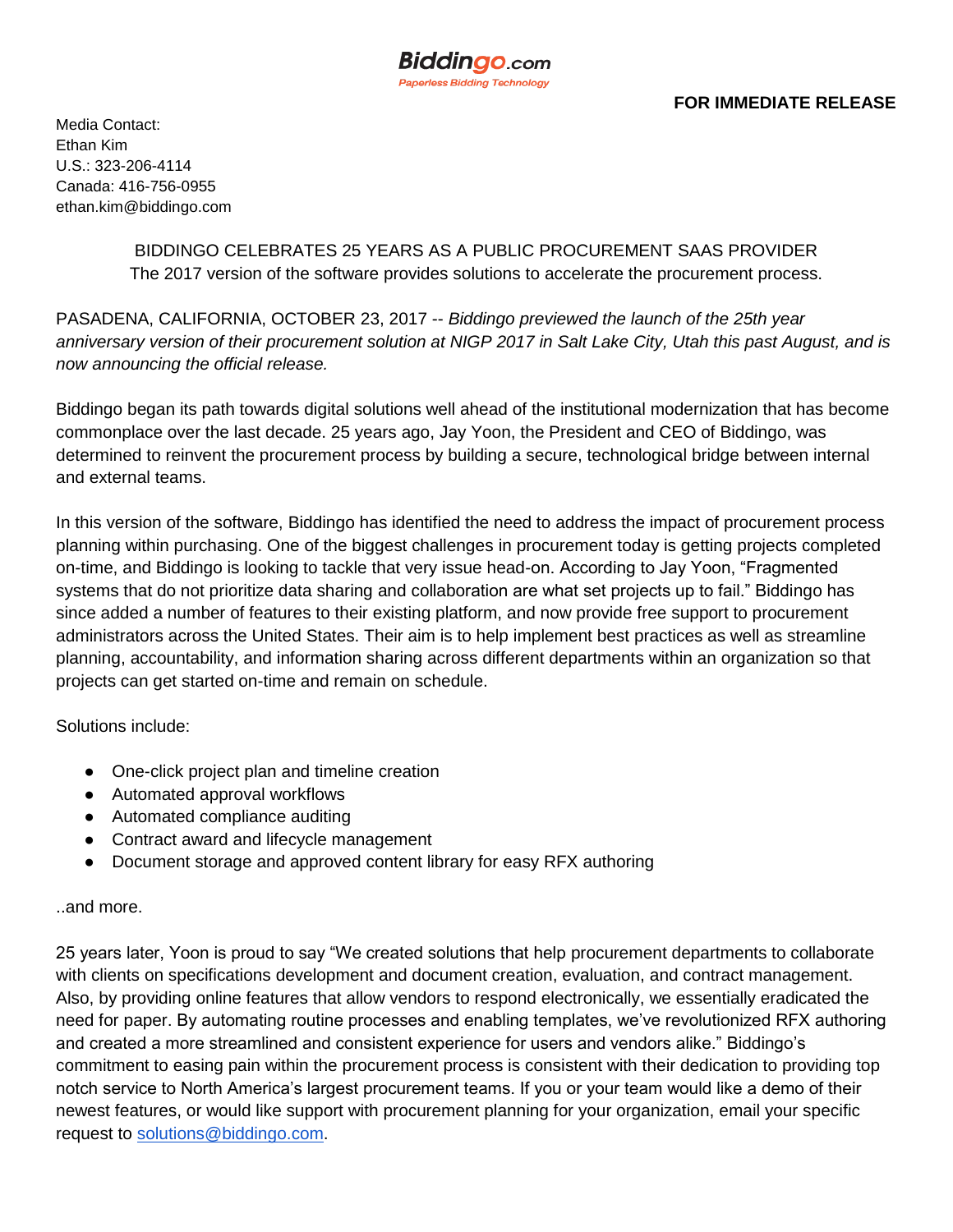Biddingo.com
Paperless Bidding Technology

**FOR IMMEDIATE RELEASE**

Media Contact:
Ethan Kim
U.S.: 323-206-4114
Canada: 416-756-0955
ethan.kim@biddingo.com

BIDDINGO CELEBRATES 25 YEARS AS A PUBLIC PROCUREMENT SAAS PROVIDER
The 2017 version of the software provides solutions to accelerate the procurement process.

PASADENA, CALIFORNIA, OCTOBER 23, 2017 -- *Biddingo previewed the launch of the 25th year anniversary version of their procurement solution at NIGP 2017 in Salt Lake City, Utah this past August, and is now announcing the official release.*

Biddingo began its path towards digital solutions well ahead of the institutional modernization that has become commonplace over the last decade. 25 years ago, Jay Yoon, the President and CEO of Biddingo, was determined to reinvent the procurement process by building a secure, technological bridge between internal and external teams.

In this version of the software, Biddingo has identified the need to address the impact of procurement process planning within purchasing. One of the biggest challenges in procurement today is getting projects completed on-time, and Biddingo is looking to tackle that very issue head-on. According to Jay Yoon, "Fragmented systems that do not prioritize data sharing and collaboration are what set projects up to fail." Biddingo has since added a number of features to their existing platform, and now provide free support to procurement administrators across the United States. Their aim is to help implement best practices as well as streamline planning, accountability, and information sharing across different departments within an organization so that projects can get started on-time and remain on schedule.

Solutions include:

- One-click project plan and timeline creation
- Automated approval workflows
- Automated compliance auditing
- Contract award and lifecycle management
- Document storage and approved content library for easy RFX authoring

..and more.

25 years later, Yoon is proud to say "We created solutions that help procurement departments to collaborate with clients on specifications development and document creation, evaluation, and contract management. Also, by providing online features that allow vendors to respond electronically, we essentially eradicated the need for paper. By automating routine processes and enabling templates, we've revolutionized RFX authoring and created a more streamlined and consistent experience for users and vendors alike." Biddingo's commitment to easing pain within the procurement process is consistent with their dedication to providing top notch service to North America's largest procurement teams. If you or your team would like a demo of their newest features, or would like support with procurement planning for your organization, email your specific request to solutions@biddingo.com.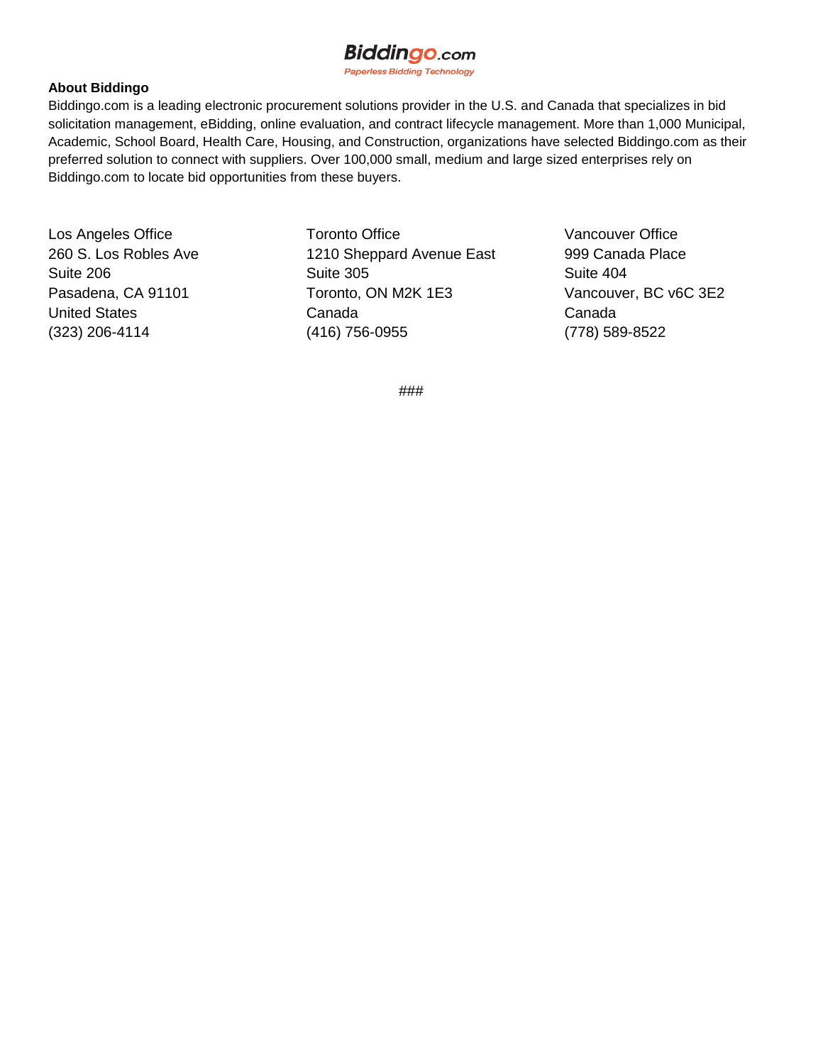Biddingo.com
Paperless Bidding Technology

**About Biddingo**

Biddingo.com is a leading electronic procurement solutions provider in the U.S. and Canada that specializes in bid solicitation management, eBidding, online evaluation, and contract lifecycle management. More than 1,000 Municipal, Academic, School Board, Health Care, Housing, and Construction, organizations have selected Biddingo.com as their preferred solution to connect with suppliers. Over 100,000 small, medium and large sized enterprises rely on Biddingo.com to locate bid opportunities from these buyers.

Los Angeles Office
260 S. Los Robles Ave
Suite 206
Pasadena, CA 91101
United States
(323) 206-4114

Toronto Office
1210 Sheppard Avenue East
Suite 305
Toronto, ON M2K 1E3
Canada
(416) 756-0955

Vancouver Office
999 Canada Place
Suite 404
Vancouver, BC v6C 3E2
Canada
(778) 589-8522

###